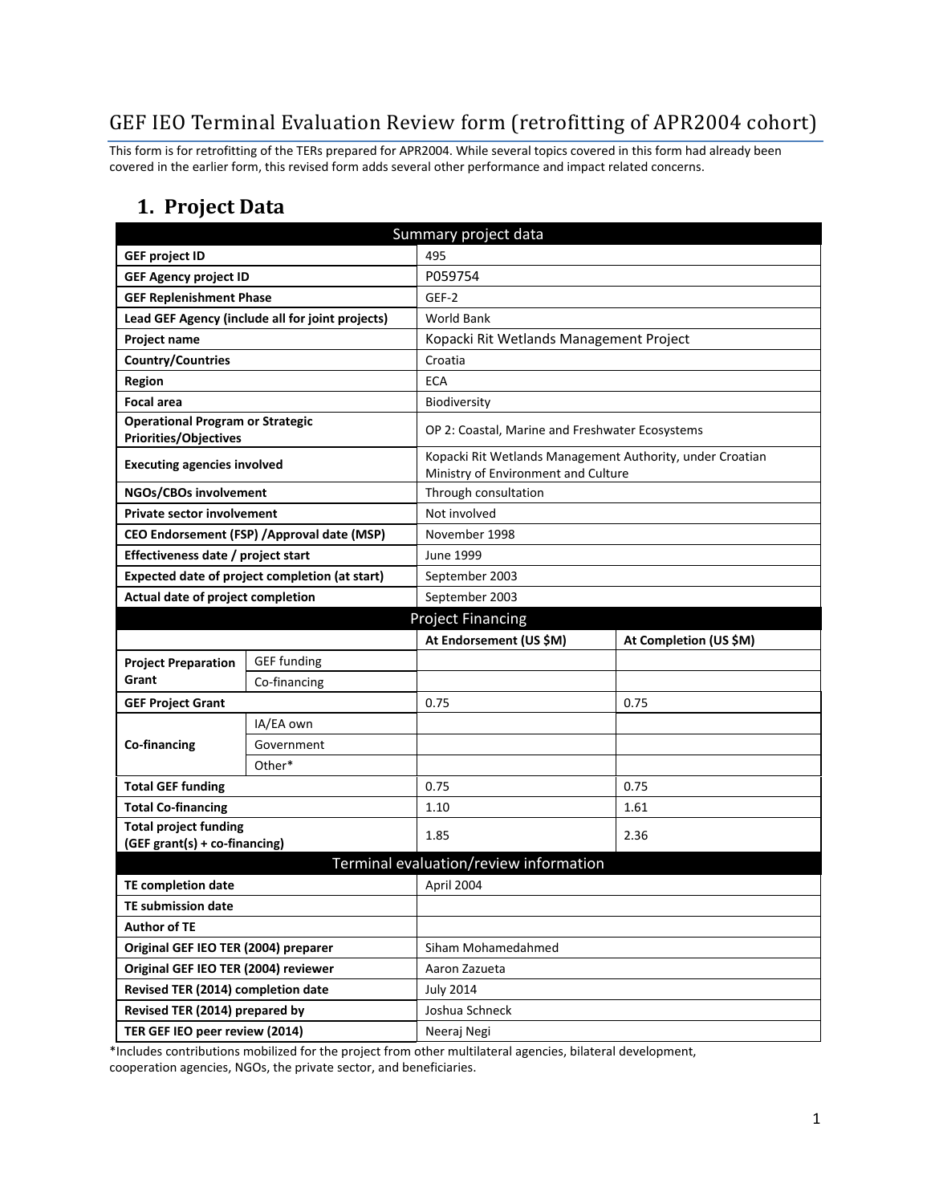# GEF IEO Terminal Evaluation Review form (retrofitting of APR2004 cohort)

This form is for retrofitting of the TERs prepared for APR2004. While several topics covered in this form had already been covered in the earlier form, this revised form adds several other performance and impact related concerns.

## 1. Project Data

| Summary project data | | | |
|---|---|---|---|
| **GEF project ID** | | 495 | |
| **GEF Agency project ID** | | P059754 | |
| **GEF Replenishment Phase** | | GEF-2 | |
| **Lead GEF Agency (include all for joint projects)** | | World Bank | |
| **Project name** | | Kopacki Rit Wetlands Management Project | |
| **Country/Countries** | | Croatia | |
| **Region** | | ECA | |
| **Focal area** | | Biodiversity | |
| **Operational Program or Strategic Priorities/Objectives** | | OP 2: Coastal, Marine and Freshwater Ecosystems | |
| **Executing agencies involved** | | Kopacki Rit Wetlands Management Authority, under Croatian Ministry of Environment and Culture | |
| **NGOs/CBOs involvement** | | Through consultation | |
| **Private sector involvement** | | Not involved | |
| **CEO Endorsement (FSP) /Approval date (MSP)** | | November 1998 | |
| **Effectiveness date / project start** | | June 1999 | |
| **Expected date of project completion (at start)** | | September 2003 | |
| **Actual date of project completion** | | September 2003 | |
| **Project Financing** | | | |
| | | **At Endorsement (US $M)** | **At Completion (US $M)** |
| **Project Preparation Grant** | GEF funding | | |
| | Co-financing | | |
| **GEF Project Grant** | | 0.75 | 0.75 |
| **Co-financing** | IA/EA own | | |
| | Government | | |
| | Other* | | |
| **Total GEF funding** | | 0.75 | 0.75 |
| **Total Co-financing** | | 1.10 | 1.61 |
| **Total project funding (GEF grant(s) + co-financing)** | | 1.85 | 2.36 |
| **Terminal evaluation/review information** | | | |
| **TE completion date** | | April 2004 | |
| **TE submission date** | | | |
| **Author of TE** | | | |
| **Original GEF IEO TER (2004) preparer** | | Siham Mohamedahmed | |
| **Original GEF IEO TER (2004) reviewer** | | Aaron Zazueta | |
| **Revised TER (2014) completion date** | | July 2014 | |
| **Revised TER (2014) prepared by** | | Joshua Schneck | |
| **TER GEF IEO peer review (2014)** | | Neeraj Negi | |

*Includes contributions mobilized for the project from other multilateral agencies, bilateral development, cooperation agencies, NGOs, the private sector, and beneficiaries.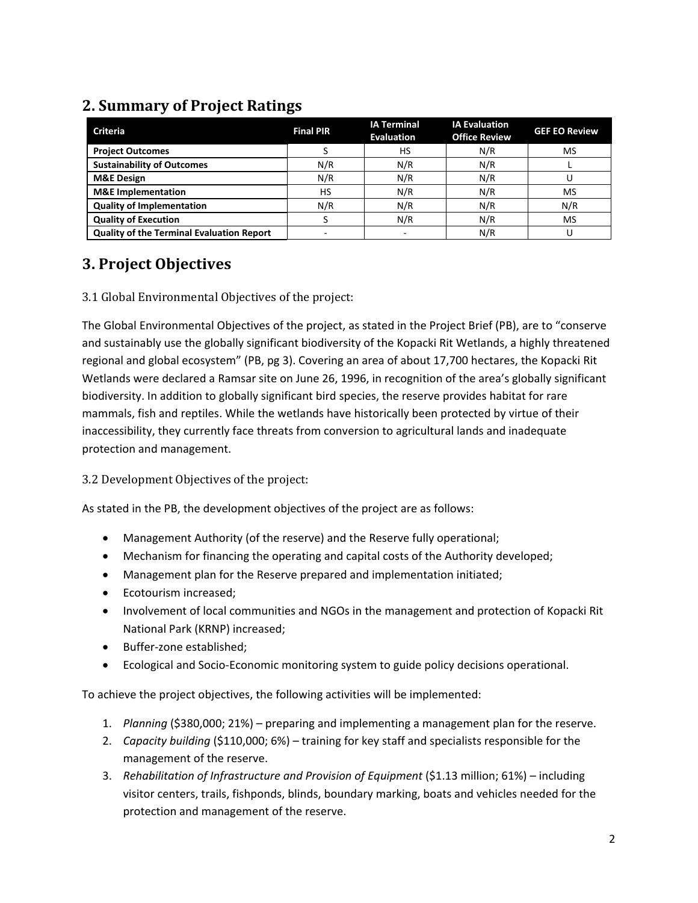## 2. Summary of Project Ratings

| Criteria | Final PIR | IA Terminal Evaluation | IA Evaluation Office Review | GEF EO Review |
|---|---|---|---|---|
| **Project Outcomes** | S | HS | N/R | MS |
| **Sustainability of Outcomes** | N/R | N/R | N/R | L |
| **M&E Design** | N/R | N/R | N/R | U |
| **M&E Implementation** | HS | N/R | N/R | MS |
| **Quality of Implementation** | N/R | N/R | N/R | N/R |
| **Quality of Execution** | S | N/R | N/R | MS |
| **Quality of the Terminal Evaluation Report** | - | - | N/R | U |

## 3. Project Objectives

### 3.1 Global Environmental Objectives of the project:

The Global Environmental Objectives of the project, as stated in the Project Brief (PB), are to "conserve and sustainably use the globally significant biodiversity of the Kopacki Rit Wetlands, a highly threatened regional and global ecosystem" (PB, pg 3). Covering an area of about 17,700 hectares, the Kopacki Rit Wetlands were declared a Ramsar site on June 26, 1996, in recognition of the area's globally significant biodiversity. In addition to globally significant bird species, the reserve provides habitat for rare mammals, fish and reptiles. While the wetlands have historically been protected by virtue of their inaccessibility, they currently face threats from conversion to agricultural lands and inadequate protection and management.

### 3.2 Development Objectives of the project:

As stated in the PB, the development objectives of the project are as follows:

- Management Authority (of the reserve) and the Reserve fully operational;
- Mechanism for financing the operating and capital costs of the Authority developed;
- Management plan for the Reserve prepared and implementation initiated;
- Ecotourism increased;
- Involvement of local communities and NGOs in the management and protection of Kopacki Rit National Park (KRNP) increased;
- Buffer-zone established;
- Ecological and Socio-Economic monitoring system to guide policy decisions operational.

To achieve the project objectives, the following activities will be implemented:

1. *Planning* ($380,000; 21%) – preparing and implementing a management plan for the reserve.
2. *Capacity building* ($110,000; 6%) – training for key staff and specialists responsible for the management of the reserve.
3. *Rehabilitation of Infrastructure and Provision of Equipment* ($1.13 million; 61%) – including visitor centers, trails, fishponds, blinds, boundary marking, boats and vehicles needed for the protection and management of the reserve.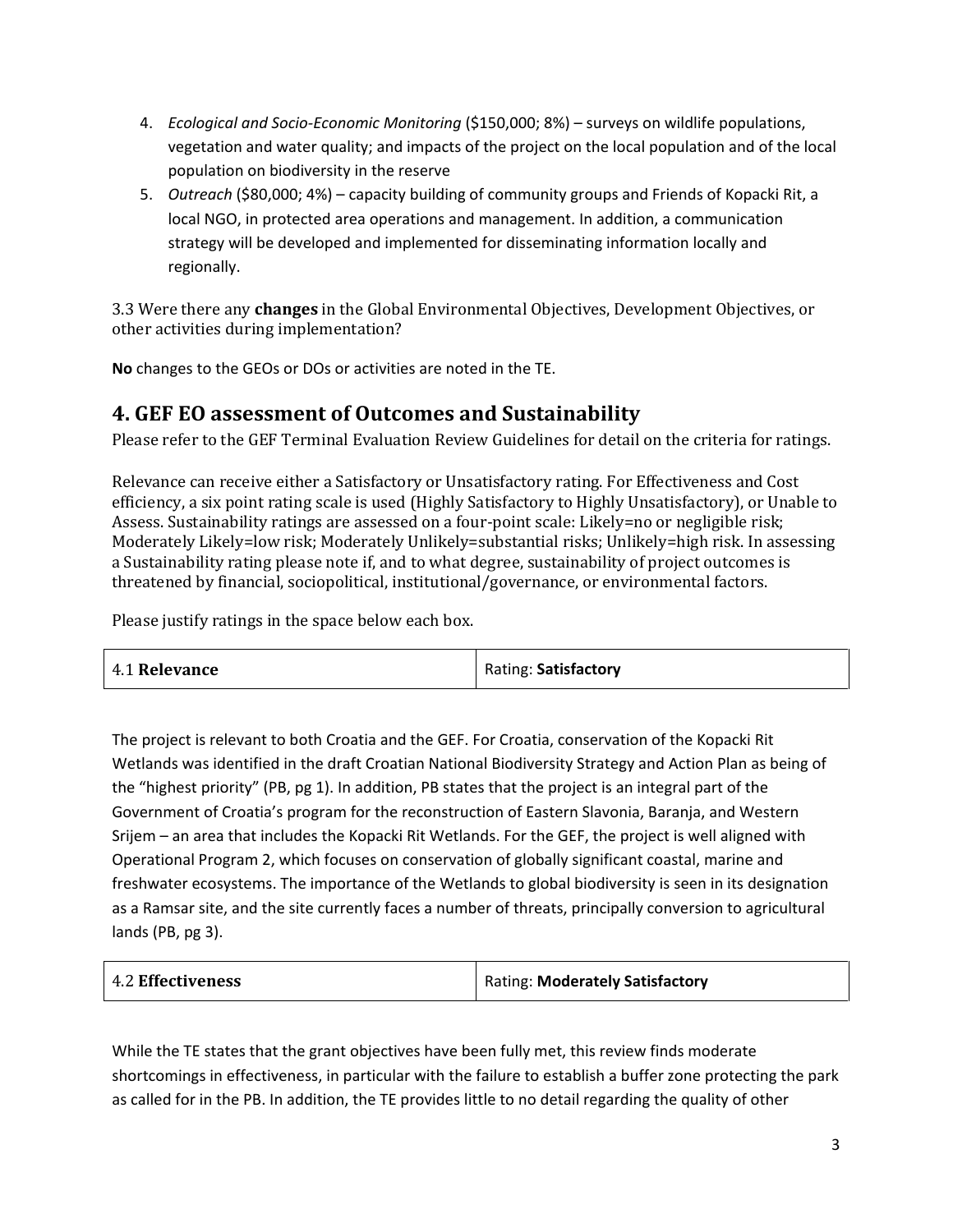4. *Ecological and Socio-Economic Monitoring* ($150,000; 8%) – surveys on wildlife populations, vegetation and water quality; and impacts of the project on the local population and of the local population on biodiversity in the reserve
5. *Outreach* ($80,000; 4%) – capacity building of community groups and Friends of Kopacki Rit, a local NGO, in protected area operations and management. In addition, a communication strategy will be developed and implemented for disseminating information locally and regionally.

3.3 Were there any **changes** in the Global Environmental Objectives, Development Objectives, or other activities during implementation?

**No** changes to the GEOs or DOs or activities are noted in the TE.

## 4. GEF EO assessment of Outcomes and Sustainability

Please refer to the GEF Terminal Evaluation Review Guidelines for detail on the criteria for ratings.

Relevance can receive either a Satisfactory or Unsatisfactory rating. For Effectiveness and Cost efficiency, a six point rating scale is used (Highly Satisfactory to Highly Unsatisfactory), or Unable to Assess. Sustainability ratings are assessed on a four-point scale: Likely=no or negligible risk; Moderately Likely=low risk; Moderately Unlikely=substantial risks; Unlikely=high risk. In assessing a Sustainability rating please note if, and to what degree, sustainability of project outcomes is threatened by financial, sociopolitical, institutional/governance, or environmental factors.

Please justify ratings in the space below each box.

| 4.1 **Relevance** | Rating: **Satisfactory** |
|---|---|

The project is relevant to both Croatia and the GEF. For Croatia, conservation of the Kopacki Rit Wetlands was identified in the draft Croatian National Biodiversity Strategy and Action Plan as being of the "highest priority" (PB, pg 1). In addition, PB states that the project is an integral part of the Government of Croatia's program for the reconstruction of Eastern Slavonia, Baranja, and Western Srijem – an area that includes the Kopacki Rit Wetlands. For the GEF, the project is well aligned with Operational Program 2, which focuses on conservation of globally significant coastal, marine and freshwater ecosystems. The importance of the Wetlands to global biodiversity is seen in its designation as a Ramsar site, and the site currently faces a number of threats, principally conversion to agricultural lands (PB, pg 3).

| 4.2 **Effectiveness** | Rating: **Moderately Satisfactory** |
|---|---|

While the TE states that the grant objectives have been fully met, this review finds moderate shortcomings in effectiveness, in particular with the failure to establish a buffer zone protecting the park as called for in the PB. In addition, the TE provides little to no detail regarding the quality of other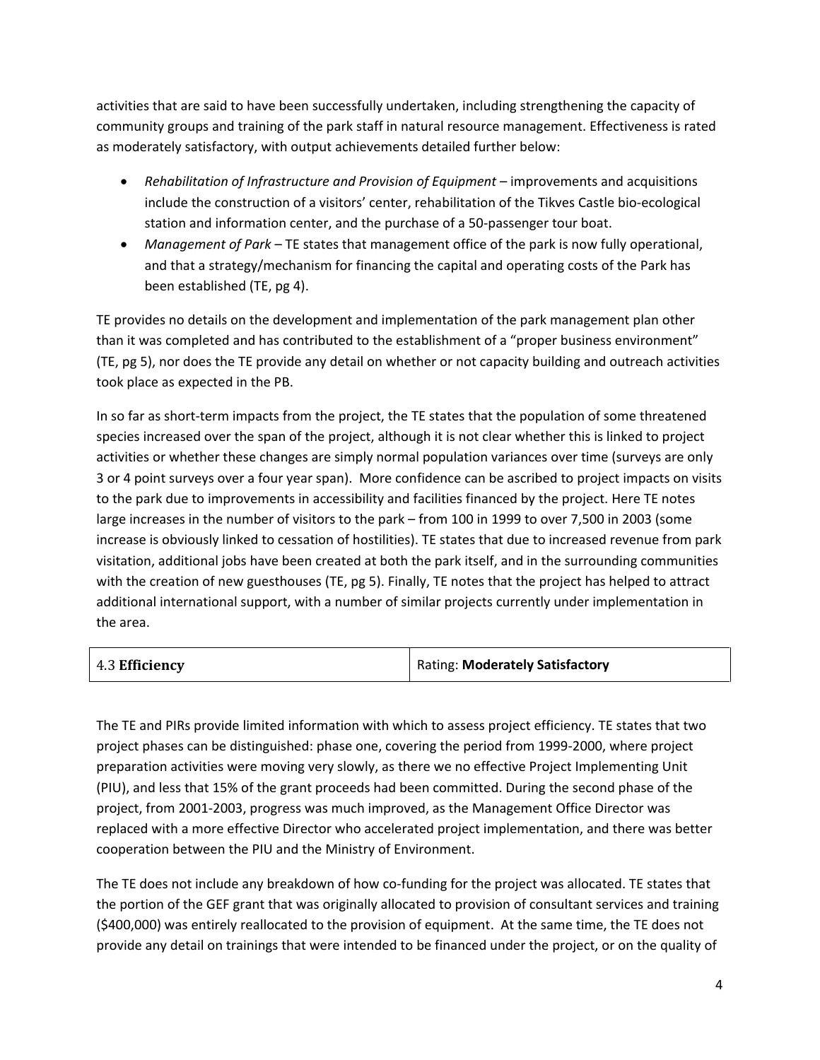activities that are said to have been successfully undertaken, including strengthening the capacity of community groups and training of the park staff in natural resource management. Effectiveness is rated as moderately satisfactory, with output achievements detailed further below:

- *Rehabilitation of Infrastructure and Provision of Equipment* – improvements and acquisitions include the construction of a visitors' center, rehabilitation of the Tikves Castle bio-ecological station and information center, and the purchase of a 50-passenger tour boat.
- *Management of Park* – TE states that management office of the park is now fully operational, and that a strategy/mechanism for financing the capital and operating costs of the Park has been established (TE, pg 4).

TE provides no details on the development and implementation of the park management plan other than it was completed and has contributed to the establishment of a "proper business environment" (TE, pg 5), nor does the TE provide any detail on whether or not capacity building and outreach activities took place as expected in the PB.

In so far as short-term impacts from the project, the TE states that the population of some threatened species increased over the span of the project, although it is not clear whether this is linked to project activities or whether these changes are simply normal population variances over time (surveys are only 3 or 4 point surveys over a four year span). More confidence can be ascribed to project impacts on visits to the park due to improvements in accessibility and facilities financed by the project. Here TE notes large increases in the number of visitors to the park – from 100 in 1999 to over 7,500 in 2003 (some increase is obviously linked to cessation of hostilities). TE states that due to increased revenue from park visitation, additional jobs have been created at both the park itself, and in the surrounding communities with the creation of new guesthouses (TE, pg 5). Finally, TE notes that the project has helped to attract additional international support, with a number of similar projects currently under implementation in the area.

| 4.3 **Efficiency** | Rating: **Moderately Satisfactory** |
|---|---|

The TE and PIRs provide limited information with which to assess project efficiency. TE states that two project phases can be distinguished: phase one, covering the period from 1999-2000, where project preparation activities were moving very slowly, as there we no effective Project Implementing Unit (PIU), and less that 15% of the grant proceeds had been committed. During the second phase of the project, from 2001-2003, progress was much improved, as the Management Office Director was replaced with a more effective Director who accelerated project implementation, and there was better cooperation between the PIU and the Ministry of Environment.

The TE does not include any breakdown of how co-funding for the project was allocated. TE states that the portion of the GEF grant that was originally allocated to provision of consultant services and training ($400,000) was entirely reallocated to the provision of equipment. At the same time, the TE does not provide any detail on trainings that were intended to be financed under the project, or on the quality of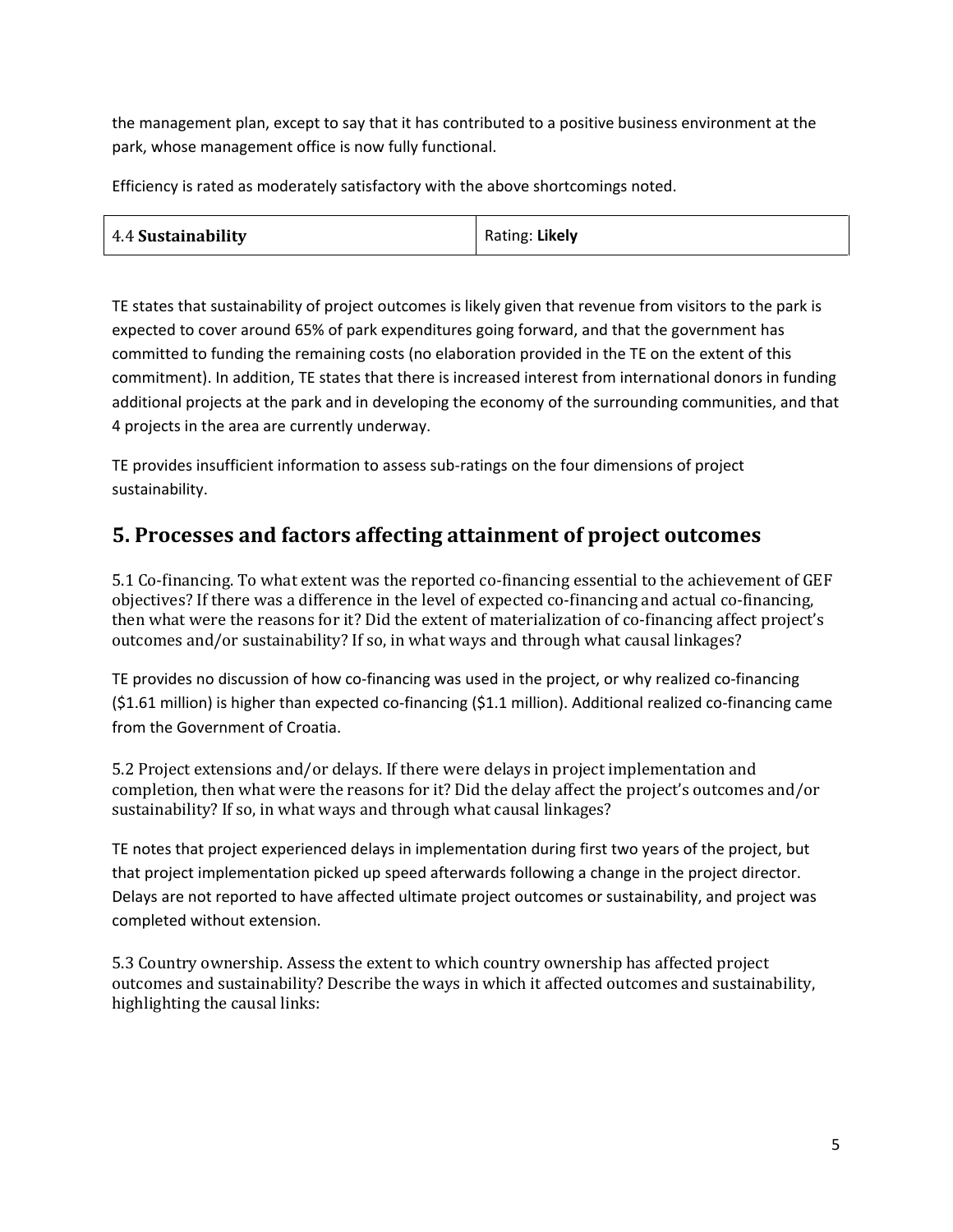the management plan, except to say that it has contributed to a positive business environment at the park, whose management office is now fully functional.

Efficiency is rated as moderately satisfactory with the above shortcomings noted.

| 4.4 **Sustainability** | Rating: **Likely** |
|---|---|

TE states that sustainability of project outcomes is likely given that revenue from visitors to the park is expected to cover around 65% of park expenditures going forward, and that the government has committed to funding the remaining costs (no elaboration provided in the TE on the extent of this commitment). In addition, TE states that there is increased interest from international donors in funding additional projects at the park and in developing the economy of the surrounding communities, and that 4 projects in the area are currently underway.

TE provides insufficient information to assess sub-ratings on the four dimensions of project sustainability.

## 5. Processes and factors affecting attainment of project outcomes

5.1 Co-financing. To what extent was the reported co-financing essential to the achievement of GEF objectives? If there was a difference in the level of expected co-financing and actual co-financing, then what were the reasons for it? Did the extent of materialization of co-financing affect project's outcomes and/or sustainability? If so, in what ways and through what causal linkages?

TE provides no discussion of how co-financing was used in the project, or why realized co-financing ($1.61 million) is higher than expected co-financing ($1.1 million). Additional realized co-financing came from the Government of Croatia.

5.2 Project extensions and/or delays. If there were delays in project implementation and completion, then what were the reasons for it? Did the delay affect the project's outcomes and/or sustainability? If so, in what ways and through what causal linkages?

TE notes that project experienced delays in implementation during first two years of the project, but that project implementation picked up speed afterwards following a change in the project director. Delays are not reported to have affected ultimate project outcomes or sustainability, and project was completed without extension.

5.3 Country ownership. Assess the extent to which country ownership has affected project outcomes and sustainability? Describe the ways in which it affected outcomes and sustainability, highlighting the causal links: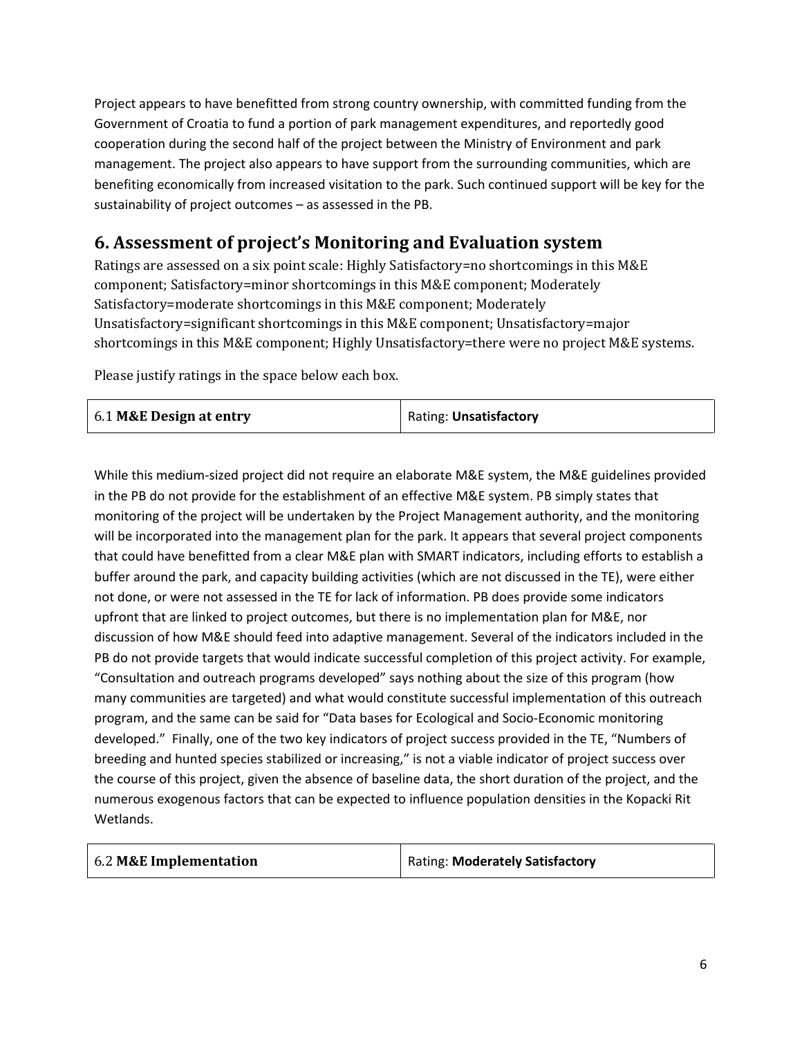Project appears to have benefitted from strong country ownership, with committed funding from the Government of Croatia to fund a portion of park management expenditures, and reportedly good cooperation during the second half of the project between the Ministry of Environment and park management. The project also appears to have support from the surrounding communities, which are benefiting economically from increased visitation to the park. Such continued support will be key for the sustainability of project outcomes – as assessed in the PB.

## 6. Assessment of project's Monitoring and Evaluation system

Ratings are assessed on a six point scale: Highly Satisfactory=no shortcomings in this M&E component; Satisfactory=minor shortcomings in this M&E component; Moderately Satisfactory=moderate shortcomings in this M&E component; Moderately Unsatisfactory=significant shortcomings in this M&E component; Unsatisfactory=major shortcomings in this M&E component; Highly Unsatisfactory=there were no project M&E systems.

Please justify ratings in the space below each box.

| 6.1 **M&E Design at entry** | Rating: **Unsatisfactory** |
|---|---|

While this medium-sized project did not require an elaborate M&E system, the M&E guidelines provided in the PB do not provide for the establishment of an effective M&E system. PB simply states that monitoring of the project will be undertaken by the Project Management authority, and the monitoring will be incorporated into the management plan for the park. It appears that several project components that could have benefitted from a clear M&E plan with SMART indicators, including efforts to establish a buffer around the park, and capacity building activities (which are not discussed in the TE), were either not done, or were not assessed in the TE for lack of information. PB does provide some indicators upfront that are linked to project outcomes, but there is no implementation plan for M&E, nor discussion of how M&E should feed into adaptive management. Several of the indicators included in the PB do not provide targets that would indicate successful completion of this project activity. For example, "Consultation and outreach programs developed" says nothing about the size of this program (how many communities are targeted) and what would constitute successful implementation of this outreach program, and the same can be said for "Data bases for Ecological and Socio-Economic monitoring developed." Finally, one of the two key indicators of project success provided in the TE, "Numbers of breeding and hunted species stabilized or increasing," is not a viable indicator of project success over the course of this project, given the absence of baseline data, the short duration of the project, and the numerous exogenous factors that can be expected to influence population densities in the Kopacki Rit Wetlands.

| 6.2 **M&E Implementation** | Rating: **Moderately Satisfactory** |
|---|---|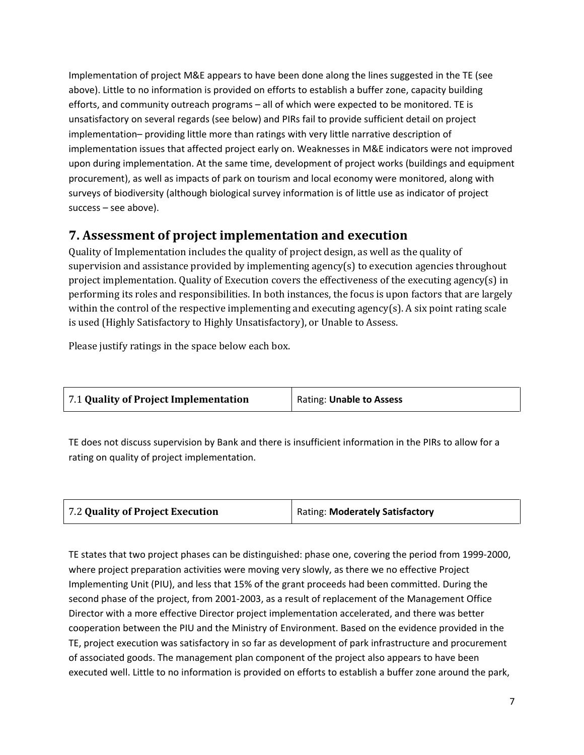Implementation of project M&E appears to have been done along the lines suggested in the TE (see above). Little to no information is provided on efforts to establish a buffer zone, capacity building efforts, and community outreach programs – all of which were expected to be monitored. TE is unsatisfactory on several regards (see below) and PIRs fail to provide sufficient detail on project implementation– providing little more than ratings with very little narrative description of implementation issues that affected project early on. Weaknesses in M&E indicators were not improved upon during implementation. At the same time, development of project works (buildings and equipment procurement), as well as impacts of park on tourism and local economy were monitored, along with surveys of biodiversity (although biological survey information is of little use as indicator of project success – see above).

## 7. Assessment of project implementation and execution

Quality of Implementation includes the quality of project design, as well as the quality of supervision and assistance provided by implementing agency(s) to execution agencies throughout project implementation. Quality of Execution covers the effectiveness of the executing agency(s) in performing its roles and responsibilities. In both instances, the focus is upon factors that are largely within the control of the respective implementing and executing agency(s). A six point rating scale is used (Highly Satisfactory to Highly Unsatisfactory), or Unable to Assess.

Please justify ratings in the space below each box.

| 7.1 **Quality of Project Implementation** | Rating: **Unable to Assess** |
|---|---|

TE does not discuss supervision by Bank and there is insufficient information in the PIRs to allow for a rating on quality of project implementation.

| 7.2 **Quality of Project Execution** | Rating: **Moderately Satisfactory** |
|---|---|

TE states that two project phases can be distinguished: phase one, covering the period from 1999-2000, where project preparation activities were moving very slowly, as there we no effective Project Implementing Unit (PIU), and less that 15% of the grant proceeds had been committed. During the second phase of the project, from 2001-2003, as a result of replacement of the Management Office Director with a more effective Director project implementation accelerated, and there was better cooperation between the PIU and the Ministry of Environment. Based on the evidence provided in the TE, project execution was satisfactory in so far as development of park infrastructure and procurement of associated goods. The management plan component of the project also appears to have been executed well. Little to no information is provided on efforts to establish a buffer zone around the park,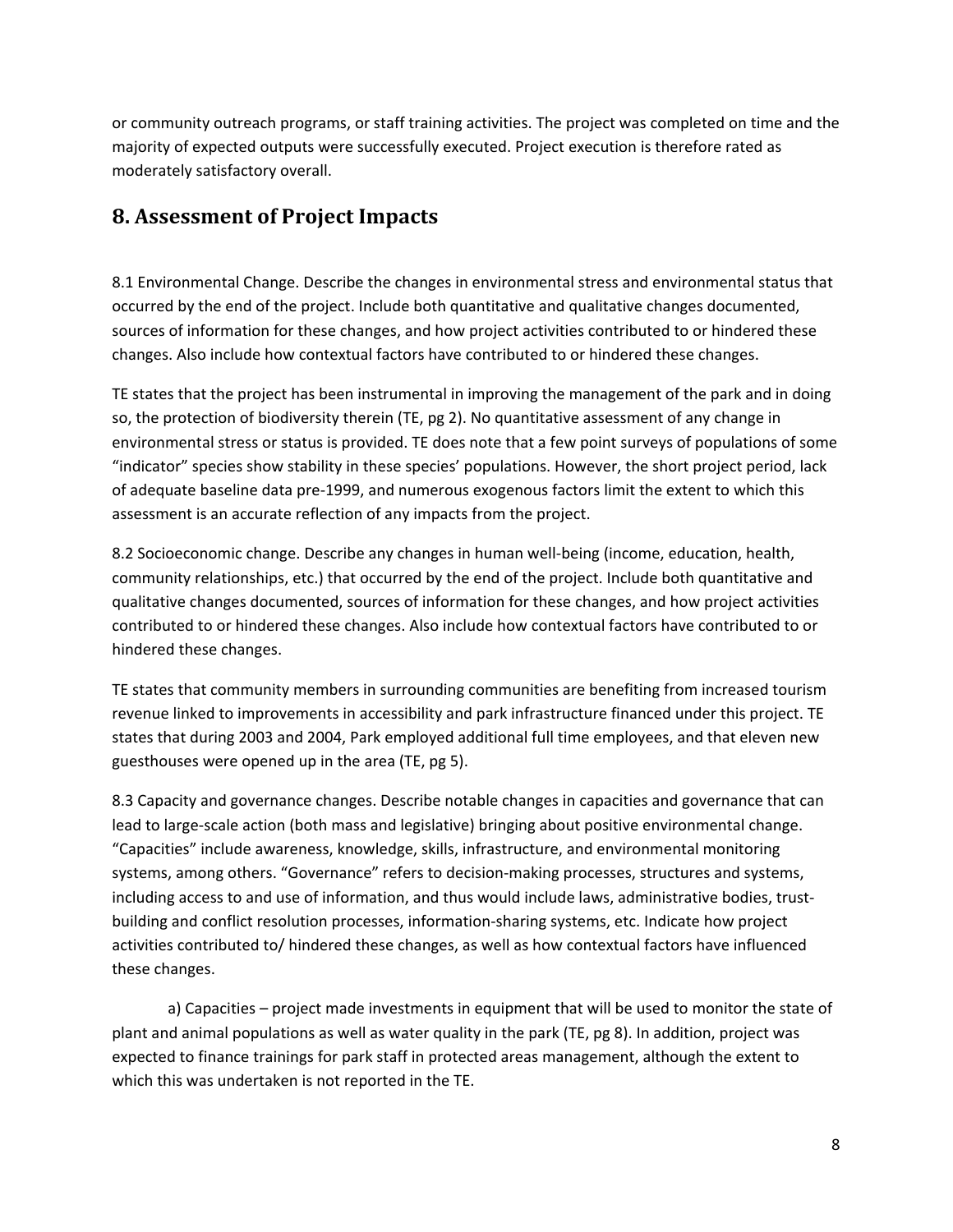or community outreach programs, or staff training activities. The project was completed on time and the majority of expected outputs were successfully executed. Project execution is therefore rated as moderately satisfactory overall.

## 8. Assessment of Project Impacts

8.1 Environmental Change. Describe the changes in environmental stress and environmental status that occurred by the end of the project. Include both quantitative and qualitative changes documented, sources of information for these changes, and how project activities contributed to or hindered these changes. Also include how contextual factors have contributed to or hindered these changes.

TE states that the project has been instrumental in improving the management of the park and in doing so, the protection of biodiversity therein (TE, pg 2). No quantitative assessment of any change in environmental stress or status is provided. TE does note that a few point surveys of populations of some "indicator" species show stability in these species' populations. However, the short project period, lack of adequate baseline data pre-1999, and numerous exogenous factors limit the extent to which this assessment is an accurate reflection of any impacts from the project.

8.2 Socioeconomic change. Describe any changes in human well-being (income, education, health, community relationships, etc.) that occurred by the end of the project. Include both quantitative and qualitative changes documented, sources of information for these changes, and how project activities contributed to or hindered these changes. Also include how contextual factors have contributed to or hindered these changes.

TE states that community members in surrounding communities are benefiting from increased tourism revenue linked to improvements in accessibility and park infrastructure financed under this project. TE states that during 2003 and 2004, Park employed additional full time employees, and that eleven new guesthouses were opened up in the area (TE, pg 5).

8.3 Capacity and governance changes. Describe notable changes in capacities and governance that can lead to large-scale action (both mass and legislative) bringing about positive environmental change. "Capacities" include awareness, knowledge, skills, infrastructure, and environmental monitoring systems, among others. "Governance" refers to decision-making processes, structures and systems, including access to and use of information, and thus would include laws, administrative bodies, trust-building and conflict resolution processes, information-sharing systems, etc. Indicate how project activities contributed to/ hindered these changes, as well as how contextual factors have influenced these changes.

a) Capacities – project made investments in equipment that will be used to monitor the state of plant and animal populations as well as water quality in the park (TE, pg 8). In addition, project was expected to finance trainings for park staff in protected areas management, although the extent to which this was undertaken is not reported in the TE.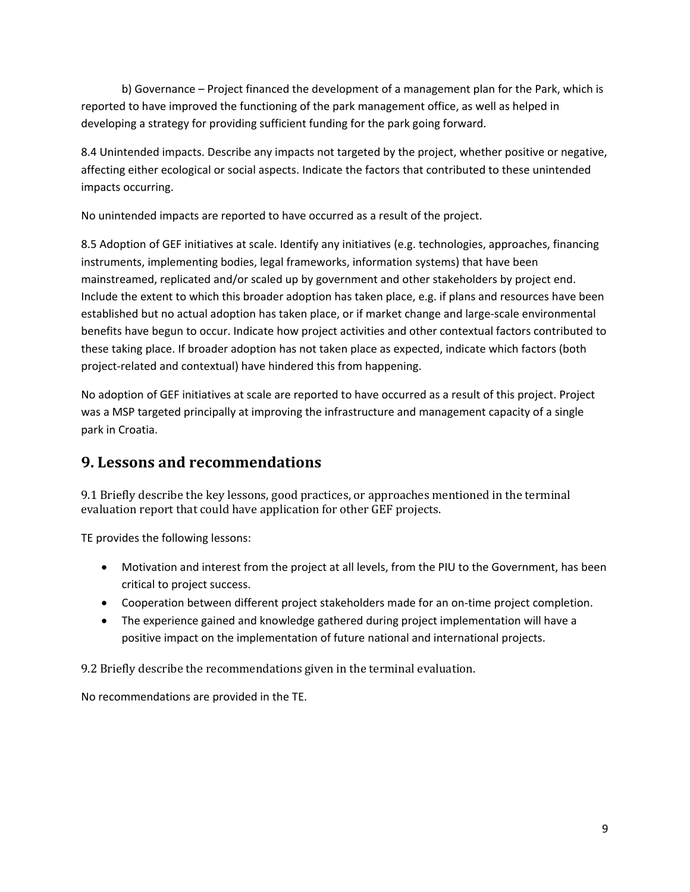b) Governance – Project financed the development of a management plan for the Park, which is reported to have improved the functioning of the park management office, as well as helped in developing a strategy for providing sufficient funding for the park going forward.

8.4 Unintended impacts. Describe any impacts not targeted by the project, whether positive or negative, affecting either ecological or social aspects. Indicate the factors that contributed to these unintended impacts occurring.

No unintended impacts are reported to have occurred as a result of the project.

8.5 Adoption of GEF initiatives at scale. Identify any initiatives (e.g. technologies, approaches, financing instruments, implementing bodies, legal frameworks, information systems) that have been mainstreamed, replicated and/or scaled up by government and other stakeholders by project end. Include the extent to which this broader adoption has taken place, e.g. if plans and resources have been established but no actual adoption has taken place, or if market change and large-scale environmental benefits have begun to occur. Indicate how project activities and other contextual factors contributed to these taking place. If broader adoption has not taken place as expected, indicate which factors (both project-related and contextual) have hindered this from happening.

No adoption of GEF initiatives at scale are reported to have occurred as a result of this project. Project was a MSP targeted principally at improving the infrastructure and management capacity of a single park in Croatia.

## 9. Lessons and recommendations

9.1 Briefly describe the key lessons, good practices, or approaches mentioned in the terminal evaluation report that could have application for other GEF projects.

TE provides the following lessons:

- Motivation and interest from the project at all levels, from the PIU to the Government, has been critical to project success.
- Cooperation between different project stakeholders made for an on-time project completion.
- The experience gained and knowledge gathered during project implementation will have a positive impact on the implementation of future national and international projects.

9.2 Briefly describe the recommendations given in the terminal evaluation.

No recommendations are provided in the TE.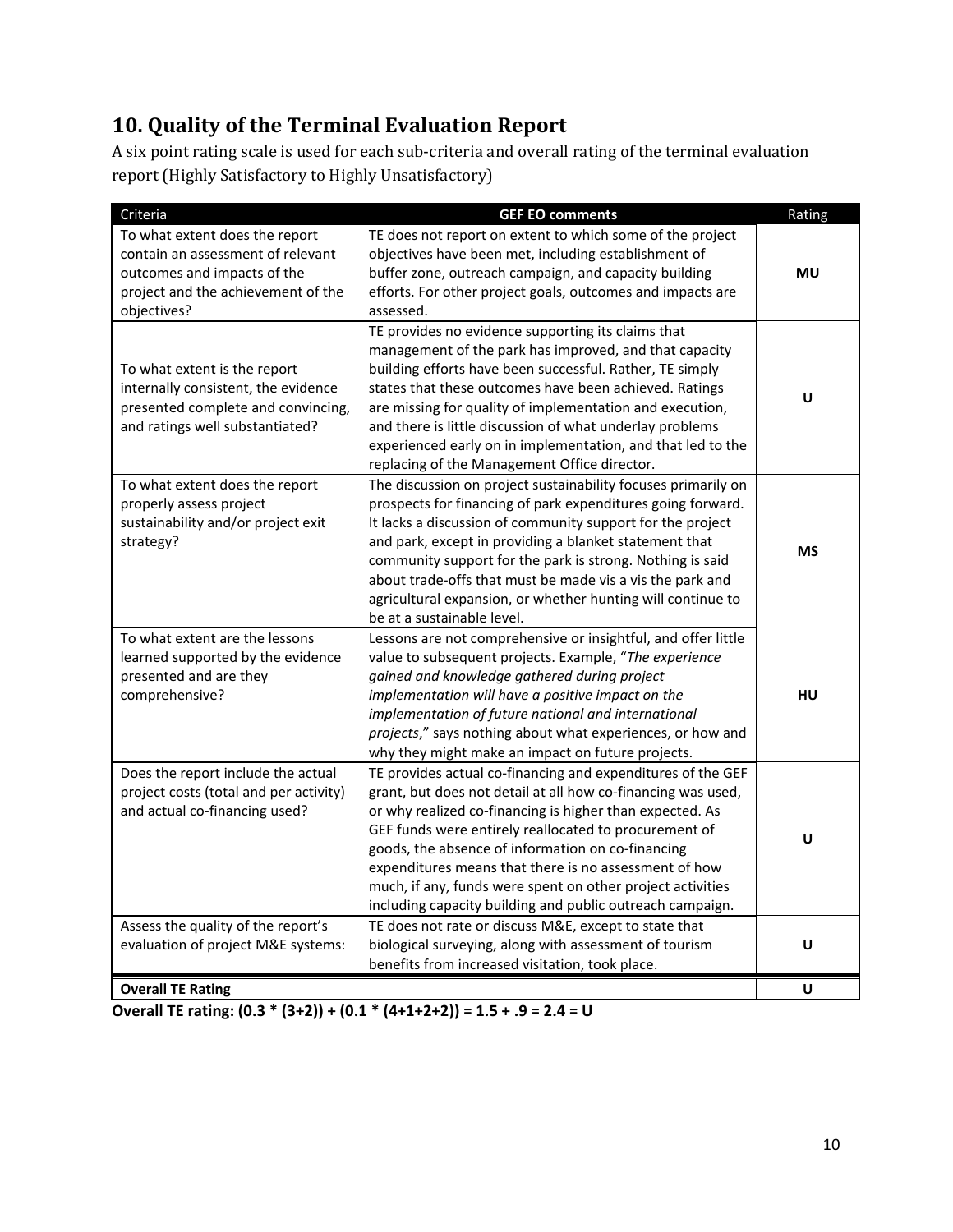## 10. Quality of the Terminal Evaluation Report

A six point rating scale is used for each sub-criteria and overall rating of the terminal evaluation report (Highly Satisfactory to Highly Unsatisfactory)

| Criteria | GEF EO comments | Rating |
|---|---|---|
| To what extent does the report contain an assessment of relevant outcomes and impacts of the project and the achievement of the objectives? | TE does not report on extent to which some of the project objectives have been met, including establishment of buffer zone, outreach campaign, and capacity building efforts. For other project goals, outcomes and impacts are assessed. | **MU** |
| To what extent is the report internally consistent, the evidence presented complete and convincing, and ratings well substantiated? | TE provides no evidence supporting its claims that management of the park has improved, and that capacity building efforts have been successful. Rather, TE simply states that these outcomes have been achieved. Ratings are missing for quality of implementation and execution, and there is little discussion of what underlay problems experienced early on in implementation, and that led to the replacing of the Management Office director. | **U** |
| To what extent does the report properly assess project sustainability and/or project exit strategy? | The discussion on project sustainability focuses primarily on prospects for financing of park expenditures going forward. It lacks a discussion of community support for the project and park, except in providing a blanket statement that community support for the park is strong. Nothing is said about trade-offs that must be made vis a vis the park and agricultural expansion, or whether hunting will continue to be at a sustainable level. | **MS** |
| To what extent are the lessons learned supported by the evidence presented and are they comprehensive? | Lessons are not comprehensive or insightful, and offer little value to subsequent projects. Example, "*The experience gained and knowledge gathered during project implementation will have a positive impact on the implementation of future national and international projects*," says nothing about what experiences, or how and why they might make an impact on future projects. | **HU** |
| Does the report include the actual project costs (total and per activity) and actual co-financing used? | TE provides actual co-financing and expenditures of the GEF grant, but does not detail at all how co-financing was used, or why realized co-financing is higher than expected. As GEF funds were entirely reallocated to procurement of goods, the absence of information on co-financing expenditures means that there is no assessment of how much, if any, funds were spent on other project activities including capacity building and public outreach campaign. | **U** |
| Assess the quality of the report's evaluation of project M&E systems: | TE does not rate or discuss M&E, except to state that biological surveying, along with assessment of tourism benefits from increased visitation, took place. | **U** |
| **Overall TE Rating** | | **U** |

**Overall TE rating: (0.3 * (3+2)) + (0.1 * (4+1+2+2)) = 1.5 + .9 = 2.4 = U**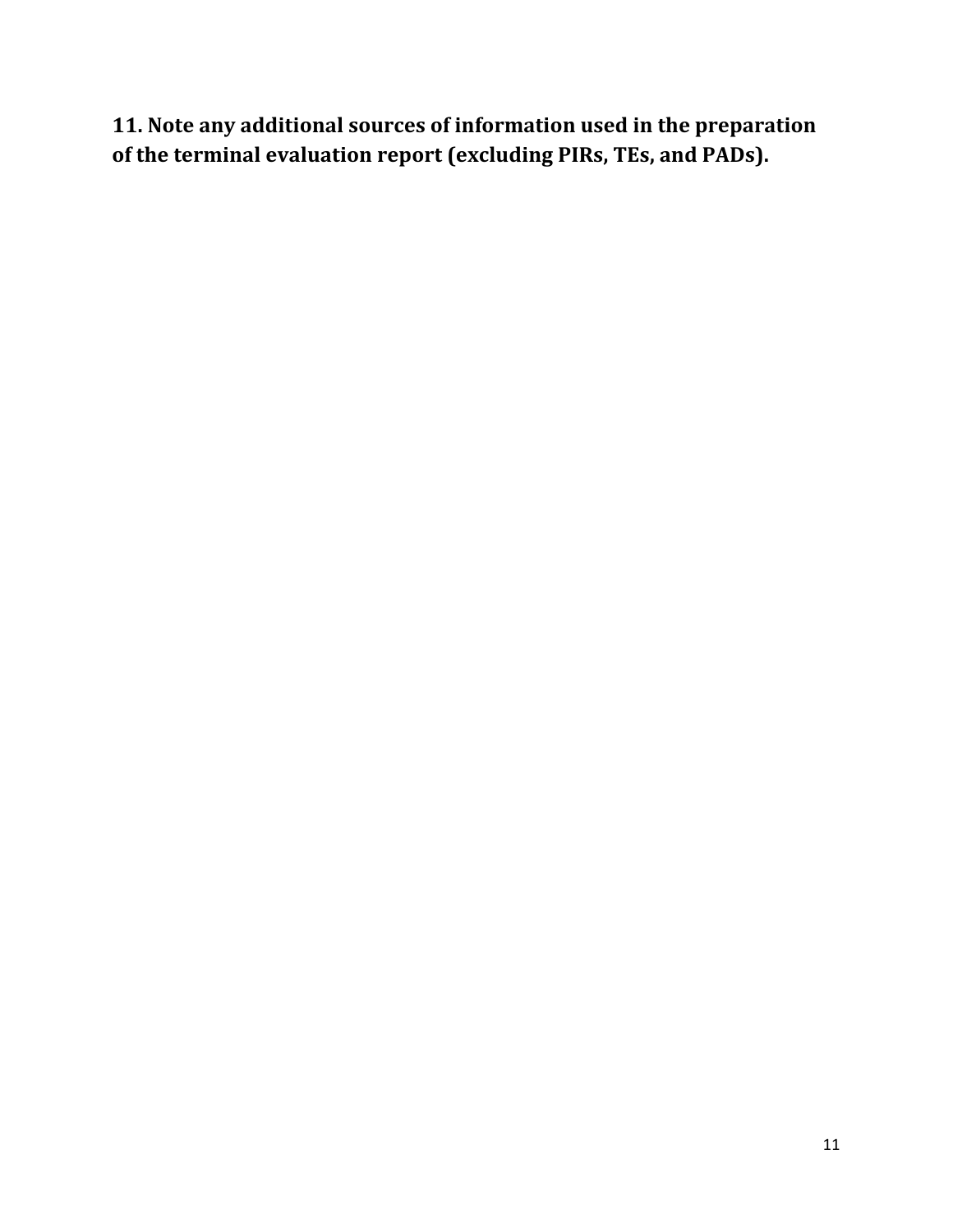**11. Note any additional sources of information used in the preparation of the terminal evaluation report (excluding PIRs, TEs, and PADs).**